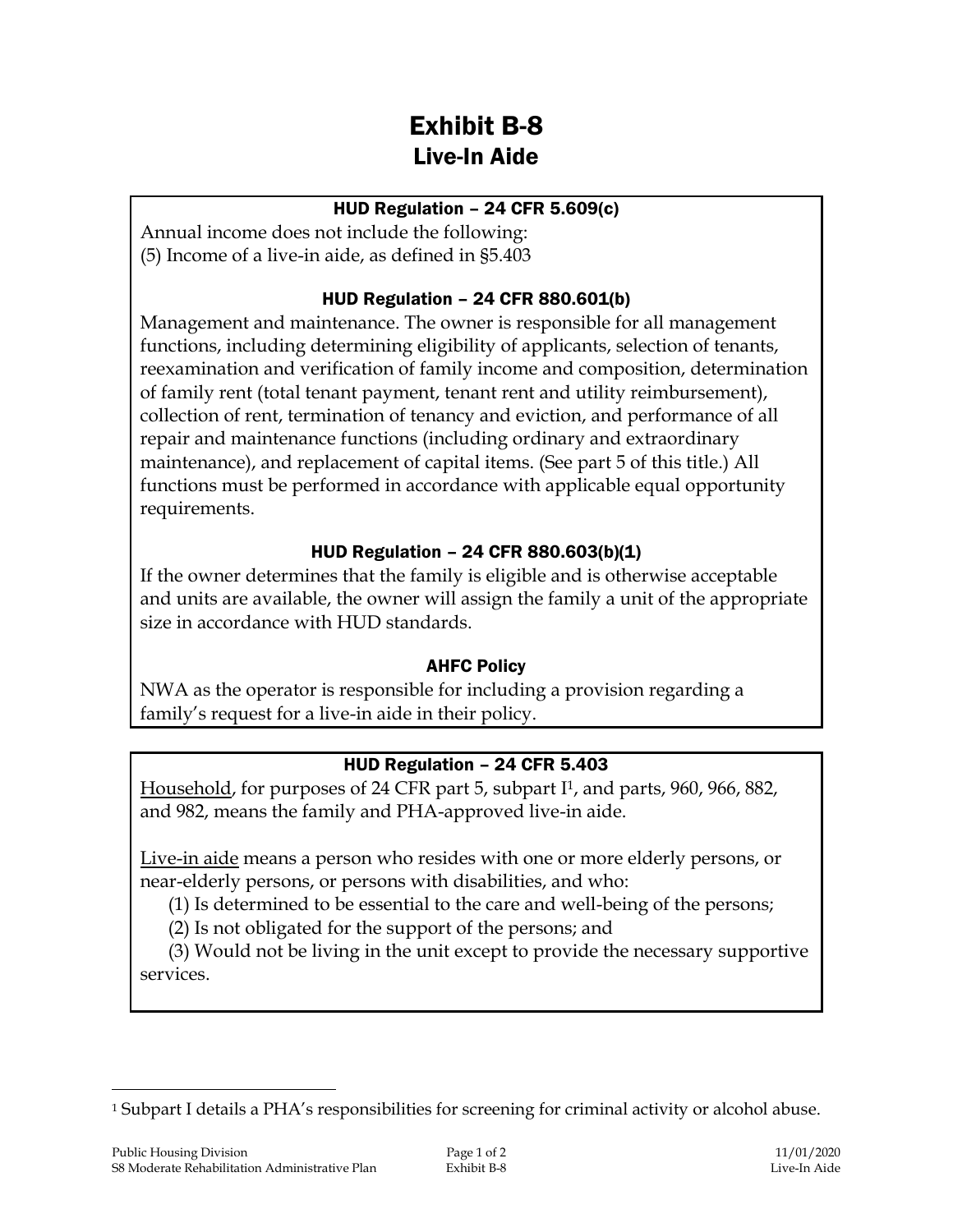# Exhibit B-8
## Live-In Aide

### HUD Regulation – 24 CFR 5.609(c)

Annual income does not include the following:
(5) Income of a live-in aide, as defined in §5.403

### HUD Regulation – 24 CFR 880.601(b)

Management and maintenance. The owner is responsible for all management functions, including determining eligibility of applicants, selection of tenants, reexamination and verification of family income and composition, determination of family rent (total tenant payment, tenant rent and utility reimbursement), collection of rent, termination of tenancy and eviction, and performance of all repair and maintenance functions (including ordinary and extraordinary maintenance), and replacement of capital items. (See part 5 of this title.) All functions must be performed in accordance with applicable equal opportunity requirements.

### HUD Regulation – 24 CFR 880.603(b)(1)

If the owner determines that the family is eligible and is otherwise acceptable and units are available, the owner will assign the family a unit of the appropriate size in accordance with HUD standards.

### AHFC Policy

NWA as the operator is responsible for including a provision regarding a family's request for a live-in aide in their policy.

### HUD Regulation – 24 CFR 5.403

Household, for purposes of 24 CFR part 5, subpart I[1], and parts, 960, 966, 882, and 982, means the family and PHA-approved live-in aide.

Live-in aide means a person who resides with one or more elderly persons, or near-elderly persons, or persons with disabilities, and who:

(1) Is determined to be essential to the care and well-being of the persons;

(2) Is not obligated for the support of the persons; and

(3) Would not be living in the unit except to provide the necessary supportive services.

---

[1] Subpart I details a PHA's responsibilities for screening for criminal activity or alcohol abuse.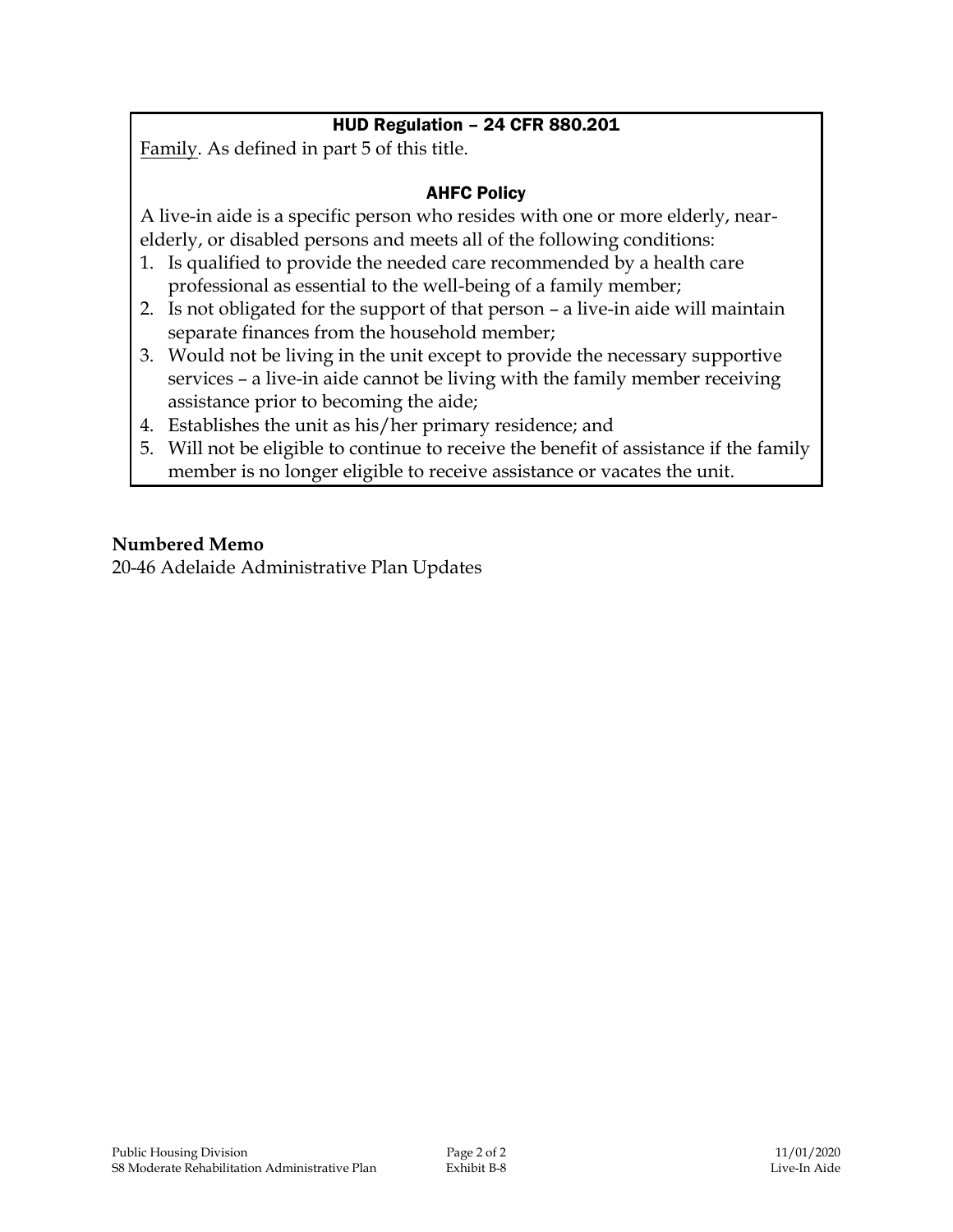### HUD Regulation – 24 CFR 880.201

Family. As defined in part 5 of this title.

### AHFC Policy

A live-in aide is a specific person who resides with one or more elderly, near-elderly, or disabled persons and meets all of the following conditions:

1. Is qualified to provide the needed care recommended by a health care professional as essential to the well-being of a family member;
2. Is not obligated for the support of that person – a live-in aide will maintain separate finances from the household member;
3. Would not be living in the unit except to provide the necessary supportive services – a live-in aide cannot be living with the family member receiving assistance prior to becoming the aide;
4. Establishes the unit as his/her primary residence; and
5. Will not be eligible to continue to receive the benefit of assistance if the family member is no longer eligible to receive assistance or vacates the unit.

**Numbered Memo**

20-46 Adelaide Administrative Plan Updates